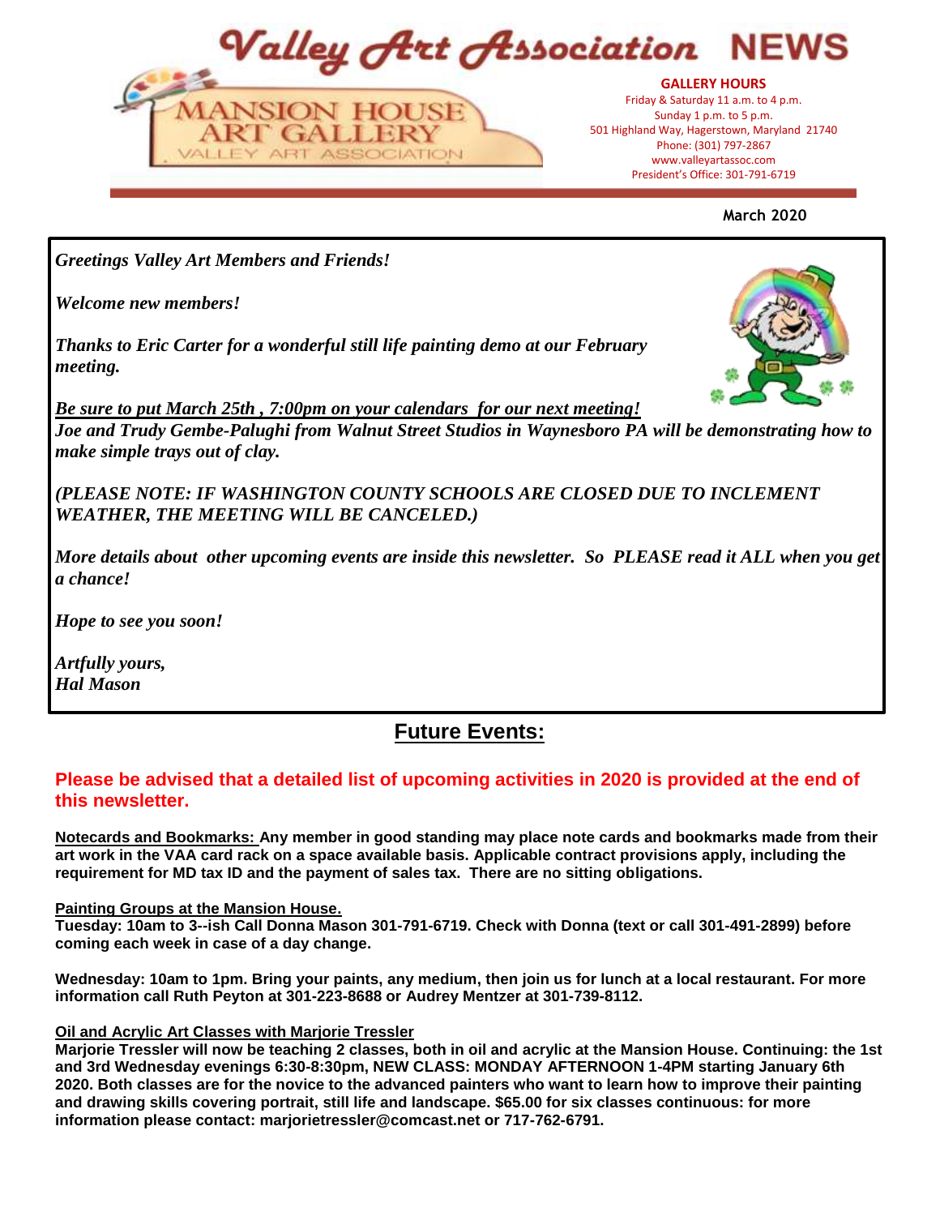# Valley Art Association NEWS

MANSION HOUSE ART GALLERY
VALLEY ART ASSOCIATION

**GALLERY HOURS**
Friday & Saturday 11 a.m. to 4 p.m.
Sunday 1 p.m. to 5 p.m.
501 Highland Way, Hagerstown, Maryland 21740
Phone: (301) 797-2867
www.valleyartassoc.com
President's Office: 301-791-6719

**March 2020**

***Greetings Valley Art Members and Friends!***

***Welcome new members!***

***Thanks to Eric Carter for a wonderful still life painting demo at our February meeting.***

***Be sure to put March 25th , 7:00pm on your calendars for our next meeting!***
***Joe and Trudy Gembe-Palughi from Walnut Street Studios in Waynesboro PA will be demonstrating how to make simple trays out of clay.***

***(PLEASE NOTE: IF WASHINGTON COUNTY SCHOOLS ARE CLOSED DUE TO INCLEMENT WEATHER, THE MEETING WILL BE CANCELED.)***

***More details about other upcoming events are inside this newsletter. So PLEASE read it ALL when you get a chance!***

***Hope to see you soon!***

***Artfully yours,***
***Hal Mason***

## Future Events:

**Please be advised that a detailed list of upcoming activities in 2020 is provided at the end of this newsletter.**

**Notecards and Bookmarks: Any member in good standing may place note cards and bookmarks made from their art work in the VAA card rack on a space available basis. Applicable contract provisions apply, including the requirement for MD tax ID and the payment of sales tax. There are no sitting obligations.**

**Painting Groups at the Mansion House.**
**Tuesday: 10am to 3--ish Call Donna Mason 301-791-6719. Check with Donna (text or call 301-491-2899) before coming each week in case of a day change.**

**Wednesday: 10am to 1pm. Bring your paints, any medium, then join us for lunch at a local restaurant. For more information call Ruth Peyton at 301-223-8688 or Audrey Mentzer at 301-739-8112.**

**Oil and Acrylic Art Classes with Marjorie Tressler**
**Marjorie Tressler will now be teaching 2 classes, both in oil and acrylic at the Mansion House. Continuing: the 1st and 3rd Wednesday evenings 6:30-8:30pm, NEW CLASS: MONDAY AFTERNOON 1-4PM starting January 6th 2020. Both classes are for the novice to the advanced painters who want to learn how to improve their painting and drawing skills covering portrait, still life and landscape. $65.00 for six classes continuous: for more information please contact: marjorietressler@comcast.net or 717-762-6791.**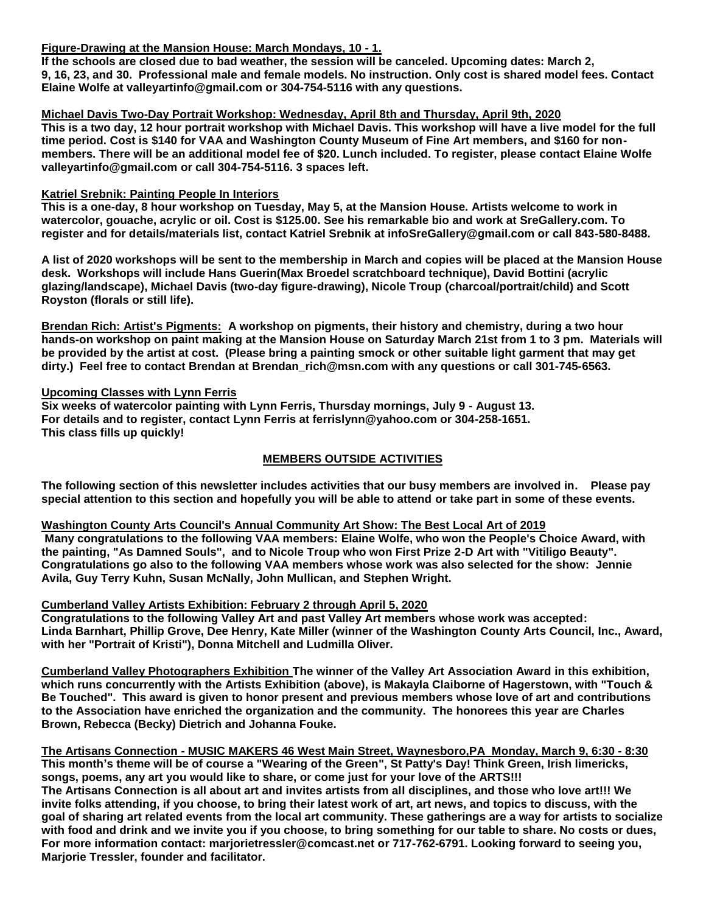**Figure-Drawing at the Mansion House: March Mondays, 10 - 1.**

**If the schools are closed due to bad weather, the session will be canceled. Upcoming dates: March 2, 9, 16, 23, and 30. Professional male and female models. No instruction. Only cost is shared model fees. Contact Elaine Wolfe at valleyartinfo@gmail.com or 304-754-5116 with any questions.**

**Michael Davis Two-Day Portrait Workshop: Wednesday, April 8th and Thursday, April 9th, 2020**

**This is a two day, 12 hour portrait workshop with Michael Davis. This workshop will have a live model for the full time period. Cost is $140 for VAA and Washington County Museum of Fine Art members, and $160 for non-members. There will be an additional model fee of $20. Lunch included. To register, please contact Elaine Wolfe valleyartinfo@gmail.com or call 304-754-5116. 3 spaces left.**

**Katriel Srebnik: Painting People In Interiors**

**This is a one-day, 8 hour workshop on Tuesday, May 5, at the Mansion House. Artists welcome to work in watercolor, gouache, acrylic or oil. Cost is $125.00. See his remarkable bio and work at SreGallery.com. To register and for details/materials list, contact Katriel Srebnik at infoSreGallery@gmail.com or call 843-580-8488.**

**A list of 2020 workshops will be sent to the membership in March and copies will be placed at the Mansion House desk. Workshops will include Hans Guerin(Max Broedel scratchboard technique), David Bottini (acrylic glazing/landscape), Michael Davis (two-day figure-drawing), Nicole Troup (charcoal/portrait/child) and Scott Royston (florals or still life).**

**Brendan Rich: Artist's Pigments:** **A workshop on pigments, their history and chemistry, during a two hour hands-on workshop on paint making at the Mansion House on Saturday March 21st from 1 to 3 pm. Materials will be provided by the artist at cost. (Please bring a painting smock or other suitable light garment that may get dirty.) Feel free to contact Brendan at Brendan_rich@msn.com with any questions or call 301-745-6563.**

**Upcoming Classes with Lynn Ferris**

**Six weeks of watercolor painting with Lynn Ferris, Thursday mornings, July 9 - August 13.**
**For details and to register, contact Lynn Ferris at ferrislynn@yahoo.com or 304-258-1651.**
**This class fills up quickly!**

## MEMBERS OUTSIDE ACTIVITIES

**The following section of this newsletter includes activities that our busy members are involved in. Please pay special attention to this section and hopefully you will be able to attend or take part in some of these events.**

**Washington County Arts Council's Annual Community Art Show: The Best Local Art of 2019**

**Many congratulations to the following VAA members: Elaine Wolfe, who won the People's Choice Award, with the painting, "As Damned Souls", and to Nicole Troup who won First Prize 2-D Art with "Vitiligo Beauty". Congratulations go also to the following VAA members whose work was also selected for the show: Jennie Avila, Guy Terry Kuhn, Susan McNally, John Mullican, and Stephen Wright.**

**Cumberland Valley Artists Exhibition: February 2 through April 5, 2020**

**Congratulations to the following Valley Art and past Valley Art members whose work was accepted: Linda Barnhart, Phillip Grove, Dee Henry, Kate Miller (winner of the Washington County Arts Council, Inc., Award, with her "Portrait of Kristi"), Donna Mitchell and Ludmilla Oliver.**

**Cumberland Valley Photographers Exhibition** **The winner of the Valley Art Association Award in this exhibition, which runs concurrently with the Artists Exhibition (above), is Makayla Claiborne of Hagerstown, with "Touch & Be Touched". This award is given to honor present and previous members whose love of art and contributions to the Association have enriched the organization and the community. The honorees this year are Charles Brown, Rebecca (Becky) Dietrich and Johanna Fouke.**

**The Artisans Connection - MUSIC MAKERS 46 West Main Street, Waynesboro,PA Monday, March 9, 6:30 - 8:30**

**This month's theme will be of course a "Wearing of the Green", St Patty's Day! Think Green, Irish limericks, songs, poems, any art you would like to share, or come just for your love of the ARTS!!!**

**The Artisans Connection is all about art and invites artists from all disciplines, and those who love art!!! We invite folks attending, if you choose, to bring their latest work of art, art news, and topics to discuss, with the goal of sharing art related events from the local art community. These gatherings are a way for artists to socialize with food and drink and we invite you if you choose, to bring something for our table to share. No costs or dues, For more information contact: marjorietressler@comcast.net or 717-762-6791. Looking forward to seeing you, Marjorie Tressler, founder and facilitator.**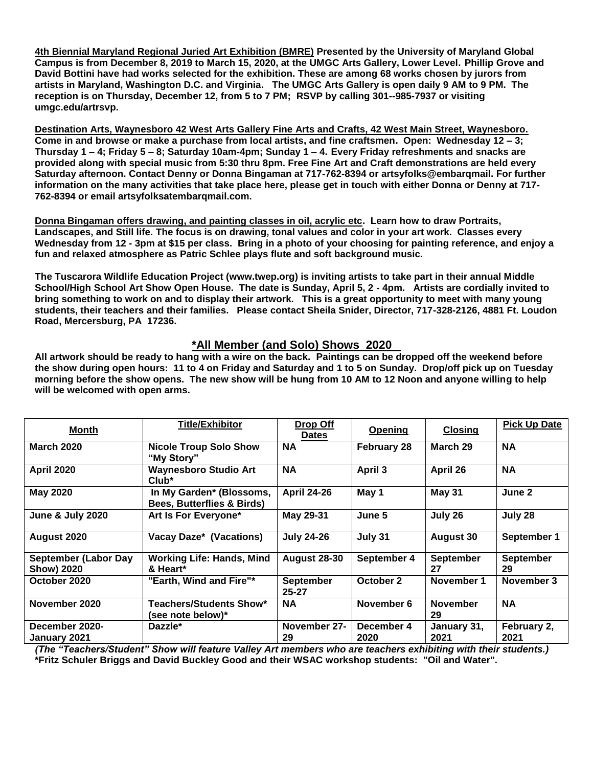**4th Biennial Maryland Regional Juried Art Exhibition (BMRE) Presented by the University of Maryland Global Campus is from December 8, 2019 to March 15, 2020, at the UMGC Arts Gallery, Lower Level. Phillip Grove and David Bottini have had works selected for the exhibition. These are among 68 works chosen by jurors from artists in Maryland, Washington D.C. and Virginia. The UMGC Arts Gallery is open daily 9 AM to 9 PM. The reception is on Thursday, December 12, from 5 to 7 PM; RSVP by calling 301--985-7937 or visiting umgc.edu/artrsvp.**

**Destination Arts, Waynesboro 42 West Arts Gallery Fine Arts and Crafts, 42 West Main Street, Waynesboro. Come in and browse or make a purchase from local artists, and fine craftsmen. Open: Wednesday 12 – 3; Thursday 1 – 4; Friday 5 – 8; Saturday 10am-4pm; Sunday 1 – 4. Every Friday refreshments and snacks are provided along with special music from 5:30 thru 8pm. Free Fine Art and Craft demonstrations are held every Saturday afternoon. Contact Denny or Donna Bingaman at 717-762-8394 or artsyfolks@embarqmail. For further information on the many activities that take place here, please get in touch with either Donna or Denny at 717-762-8394 or email artsyfolksatembarqmail.com.**

**Donna Bingaman offers drawing, and painting classes in oil, acrylic etc. Learn how to draw Portraits, Landscapes, and Still life. The focus is on drawing, tonal values and color in your art work. Classes every Wednesday from 12 - 3pm at $15 per class. Bring in a photo of your choosing for painting reference, and enjoy a fun and relaxed atmosphere as Patric Schlee plays flute and soft background music.**

**The Tuscarora Wildlife Education Project (www.twep.org) is inviting artists to take part in their annual Middle School/High School Art Show Open House. The date is Sunday, April 5, 2 - 4pm. Artists are cordially invited to bring something to work on and to display their artwork. This is a great opportunity to meet with many young students, their teachers and their families. Please contact Sheila Snider, Director, 717-328-2126, 4881 Ft. Loudon Road, Mercersburg, PA 17236.**

## *All Member (and Solo) Shows 2020

**All artwork should be ready to hang with a wire on the back. Paintings can be dropped off the weekend before the show during open hours: 11 to 4 on Friday and Saturday and 1 to 5 on Sunday. Drop/off pick up on Tuesday morning before the show opens. The new show will be hung from 10 AM to 12 Noon and anyone willing to help will be welcomed with open arms.**

| Month | Title/Exhibitor | Drop Off Dates | Opening | Closing | Pick Up Date |
|---|---|---|---|---|---|
| March 2020 | Nicole Troup Solo Show "My Story" | NA | February 28 | March 29 | NA |
| April 2020 | Waynesboro Studio Art Club* | NA | April 3 | April 26 | NA |
| May 2020 | In My Garden* (Blossoms, Bees, Butterflies & Birds) | April 24-26 | May 1 | May 31 | June 2 |
| June & July 2020 | Art Is For Everyone* | May 29-31 | June 5 | July 26 | July 28 |
| August 2020 | Vacay Daze* (Vacations) | July 24-26 | July 31 | August 30 | September 1 |
| September (Labor Day Show) 2020 | Working Life: Hands, Mind & Heart* | August 28-30 | September 4 | September 27 | September 29 |
| October 2020 | "Earth, Wind and Fire"* | September 25-27 | October 2 | November 1 | November 3 |
| November 2020 | Teachers/Students Show* (see note below)* | NA | November 6 | November 29 | NA |
| December 2020-January 2021 | Dazzle* | November 27-29 | December 4 2020 | January 31, 2021 | February 2, 2021 |

*(The "Teachers/Student" Show will feature Valley Art members who are teachers exhibiting with their students.)*
**\*Fritz Schuler Briggs and David Buckley Good and their WSAC workshop students: "Oil and Water".**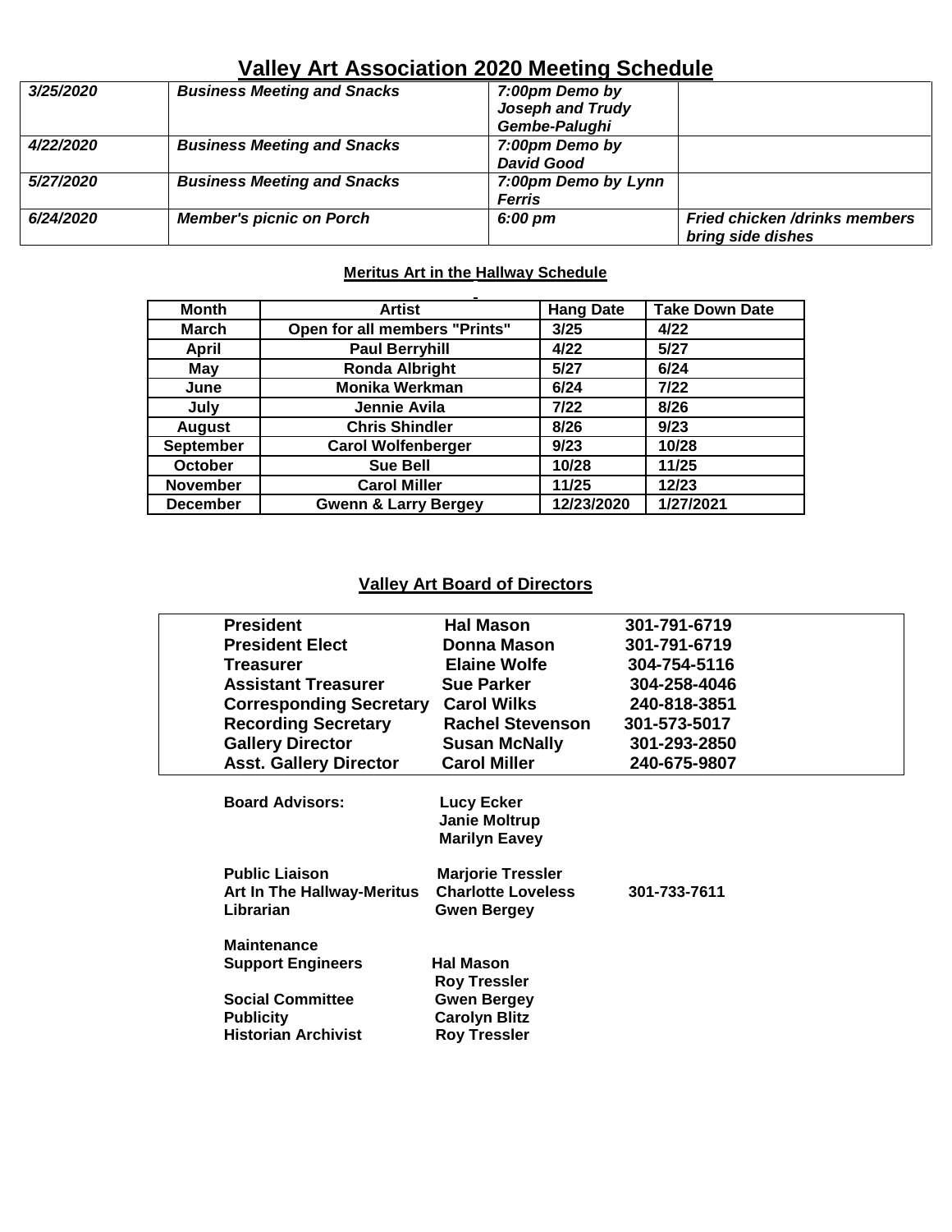# Valley Art Association 2020 Meeting Schedule

| | | | |
|---|---|---|---|
| ***3/25/2020*** | ***Business Meeting and Snacks*** | ***7:00pm Demo by Joseph and Trudy Gembe-Palughi*** | |
| ***4/22/2020*** | ***Business Meeting and Snacks*** | ***7:00pm Demo by David Good*** | |
| ***5/27/2020*** | ***Business Meeting and Snacks*** | ***7:00pm Demo by Lynn Ferris*** | |
| ***6/24/2020*** | ***Member's picnic on Porch*** | ***6:00 pm*** | ***Fried chicken /drinks members bring side dishes*** |

## Meritus Art in the Hallway Schedule

| Month | Artist | Hang Date | Take Down Date |
|---|---|---|---|
| March | Open for all members "Prints" | 3/25 | 4/22 |
| April | Paul Berryhill | 4/22 | 5/27 |
| May | Ronda Albright | 5/27 | 6/24 |
| June | Monika Werkman | 6/24 | 7/22 |
| July | Jennie Avila | 7/22 | 8/26 |
| August | Chris Shindler | 8/26 | 9/23 |
| September | Carol Wolfenberger | 9/23 | 10/28 |
| October | Sue Bell | 10/28 | 11/25 |
| November | Carol Miller | 11/25 | 12/23 |
| December | Gwenn & Larry Bergey | 12/23/2020 | 1/27/2021 |

## Valley Art Board of Directors

| | | |
|---|---|---|
| **President** | **Hal Mason** | **301-791-6719** |
| **President Elect** | **Donna Mason** | **301-791-6719** |
| **Treasurer** | **Elaine Wolfe** | **304-754-5116** |
| **Assistant Treasurer** | **Sue Parker** | **304-258-4046** |
| **Corresponding Secretary** | **Carol Wilks** | **240-818-3851** |
| **Recording Secretary** | **Rachel Stevenson** | **301-573-5017** |
| **Gallery Director** | **Susan McNally** | **301-293-2850** |
| **Asst. Gallery Director** | **Carol Miller** | **240-675-9807** |

**Board Advisors:** **Lucy Ecker**
**Janie Moltrup**
**Marilyn Eavey**

**Public Liaison** **Marjorie Tressler**
**Art In The Hallway-Meritus** **Charlotte Loveless** **301-733-7611**
**Librarian** **Gwen Bergey**

**Maintenance**
**Support Engineers** **Hal Mason**
**Roy Tressler**
**Social Committee** **Gwen Bergey**
**Publicity** **Carolyn Blitz**
**Historian Archivist** **Roy Tressler**